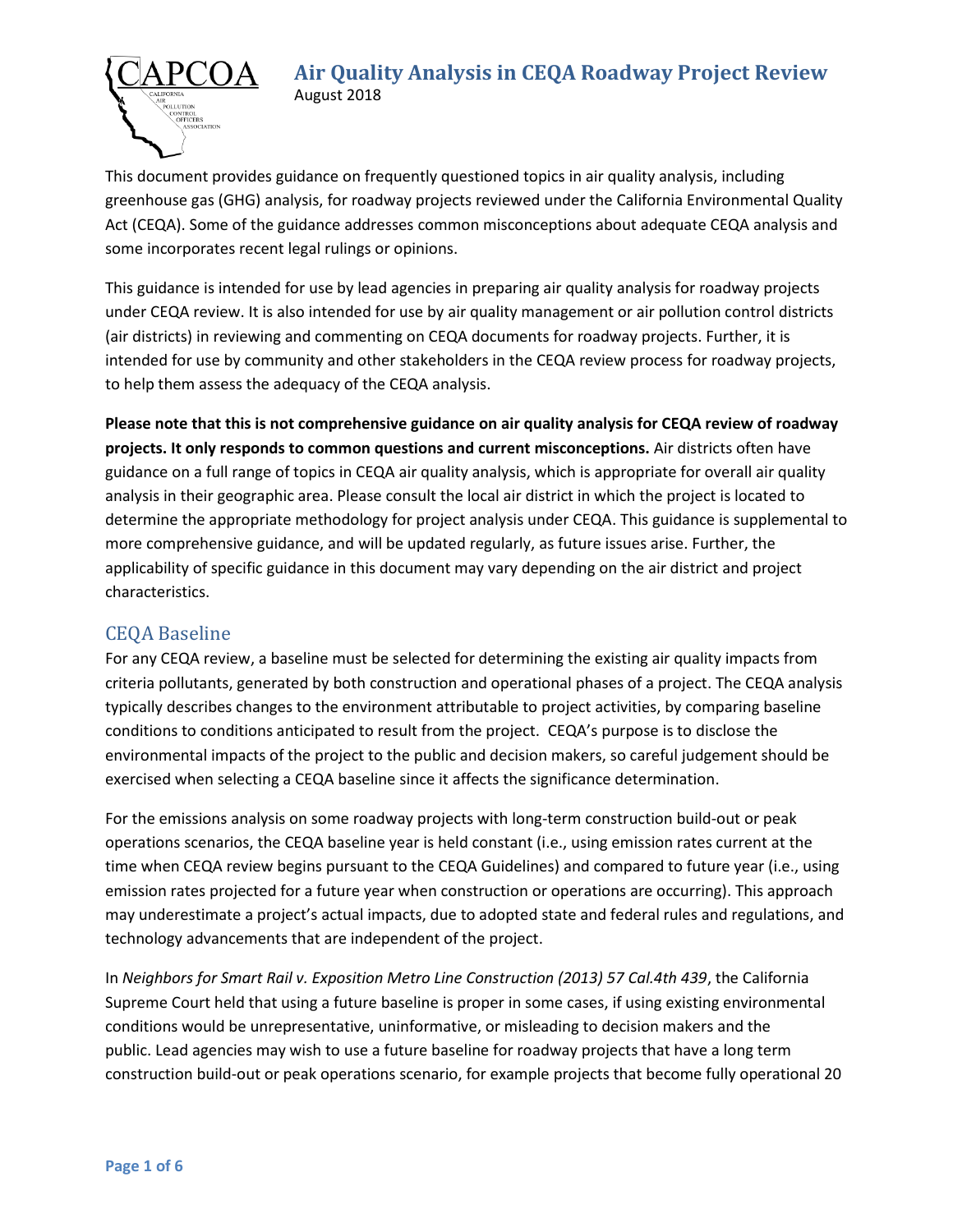# Air Quality Analysis in CEQA Roadway Project Review

August 2018

This document provides guidance on frequently questioned topics in air quality analysis, including greenhouse gas (GHG) analysis, for roadway projects reviewed under the California Environmental Quality Act (CEQA). Some of the guidance addresses common misconceptions about adequate CEQA analysis and some incorporates recent legal rulings or opinions.

This guidance is intended for use by lead agencies in preparing air quality analysis for roadway projects under CEQA review. It is also intended for use by air quality management or air pollution control districts (air districts) in reviewing and commenting on CEQA documents for roadway projects. Further, it is intended for use by community and other stakeholders in the CEQA review process for roadway projects, to help them assess the adequacy of the CEQA analysis.

**Please note that this is not comprehensive guidance on air quality analysis for CEQA review of roadway projects. It only responds to common questions and current misconceptions.** Air districts often have guidance on a full range of topics in CEQA air quality analysis, which is appropriate for overall air quality analysis in their geographic area. Please consult the local air district in which the project is located to determine the appropriate methodology for project analysis under CEQA. This guidance is supplemental to more comprehensive guidance, and will be updated regularly, as future issues arise. Further, the applicability of specific guidance in this document may vary depending on the air district and project characteristics.

## CEQA Baseline

For any CEQA review, a baseline must be selected for determining the existing air quality impacts from criteria pollutants, generated by both construction and operational phases of a project. The CEQA analysis typically describes changes to the environment attributable to project activities, by comparing baseline conditions to conditions anticipated to result from the project. CEQA's purpose is to disclose the environmental impacts of the project to the public and decision makers, so careful judgement should be exercised when selecting a CEQA baseline since it affects the significance determination.

For the emissions analysis on some roadway projects with long-term construction build-out or peak operations scenarios, the CEQA baseline year is held constant (i.e., using emission rates current at the time when CEQA review begins pursuant to the CEQA Guidelines) and compared to future year (i.e., using emission rates projected for a future year when construction or operations are occurring). This approach may underestimate a project's actual impacts, due to adopted state and federal rules and regulations, and technology advancements that are independent of the project.

In *Neighbors for Smart Rail v. Exposition Metro Line Construction (2013) 57 Cal.4th 439*, the California Supreme Court held that using a future baseline is proper in some cases, if using existing environmental conditions would be unrepresentative, uninformative, or misleading to decision makers and the public. Lead agencies may wish to use a future baseline for roadway projects that have a long term construction build-out or peak operations scenario, for example projects that become fully operational 20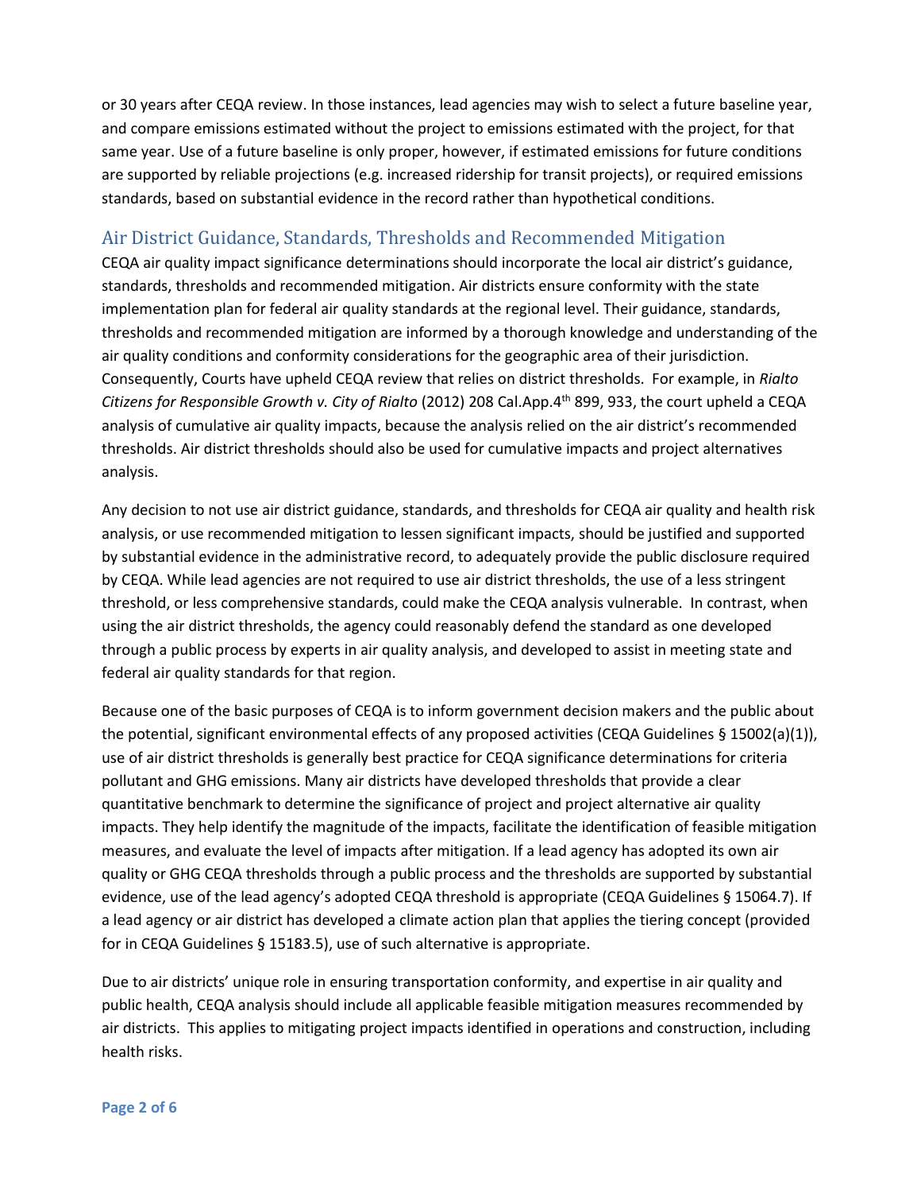or 30 years after CEQA review. In those instances, lead agencies may wish to select a future baseline year, and compare emissions estimated without the project to emissions estimated with the project, for that same year. Use of a future baseline is only proper, however, if estimated emissions for future conditions are supported by reliable projections (e.g. increased ridership for transit projects), or required emissions standards, based on substantial evidence in the record rather than hypothetical conditions.

## Air District Guidance, Standards, Thresholds and Recommended Mitigation

CEQA air quality impact significance determinations should incorporate the local air district's guidance, standards, thresholds and recommended mitigation. Air districts ensure conformity with the state implementation plan for federal air quality standards at the regional level. Their guidance, standards, thresholds and recommended mitigation are informed by a thorough knowledge and understanding of the air quality conditions and conformity considerations for the geographic area of their jurisdiction. Consequently, Courts have upheld CEQA review that relies on district thresholds. For example, in *Rialto Citizens for Responsible Growth v. City of Rialto* (2012) 208 Cal.App.4th 899, 933, the court upheld a CEQA analysis of cumulative air quality impacts, because the analysis relied on the air district's recommended thresholds. Air district thresholds should also be used for cumulative impacts and project alternatives analysis.

Any decision to not use air district guidance, standards, and thresholds for CEQA air quality and health risk analysis, or use recommended mitigation to lessen significant impacts, should be justified and supported by substantial evidence in the administrative record, to adequately provide the public disclosure required by CEQA. While lead agencies are not required to use air district thresholds, the use of a less stringent threshold, or less comprehensive standards, could make the CEQA analysis vulnerable. In contrast, when using the air district thresholds, the agency could reasonably defend the standard as one developed through a public process by experts in air quality analysis, and developed to assist in meeting state and federal air quality standards for that region.

Because one of the basic purposes of CEQA is to inform government decision makers and the public about the potential, significant environmental effects of any proposed activities (CEQA Guidelines § 15002(a)(1)), use of air district thresholds is generally best practice for CEQA significance determinations for criteria pollutant and GHG emissions. Many air districts have developed thresholds that provide a clear quantitative benchmark to determine the significance of project and project alternative air quality impacts. They help identify the magnitude of the impacts, facilitate the identification of feasible mitigation measures, and evaluate the level of impacts after mitigation. If a lead agency has adopted its own air quality or GHG CEQA thresholds through a public process and the thresholds are supported by substantial evidence, use of the lead agency's adopted CEQA threshold is appropriate (CEQA Guidelines § 15064.7). If a lead agency or air district has developed a climate action plan that applies the tiering concept (provided for in CEQA Guidelines § 15183.5), use of such alternative is appropriate.

Due to air districts' unique role in ensuring transportation conformity, and expertise in air quality and public health, CEQA analysis should include all applicable feasible mitigation measures recommended by air districts. This applies to mitigating project impacts identified in operations and construction, including health risks.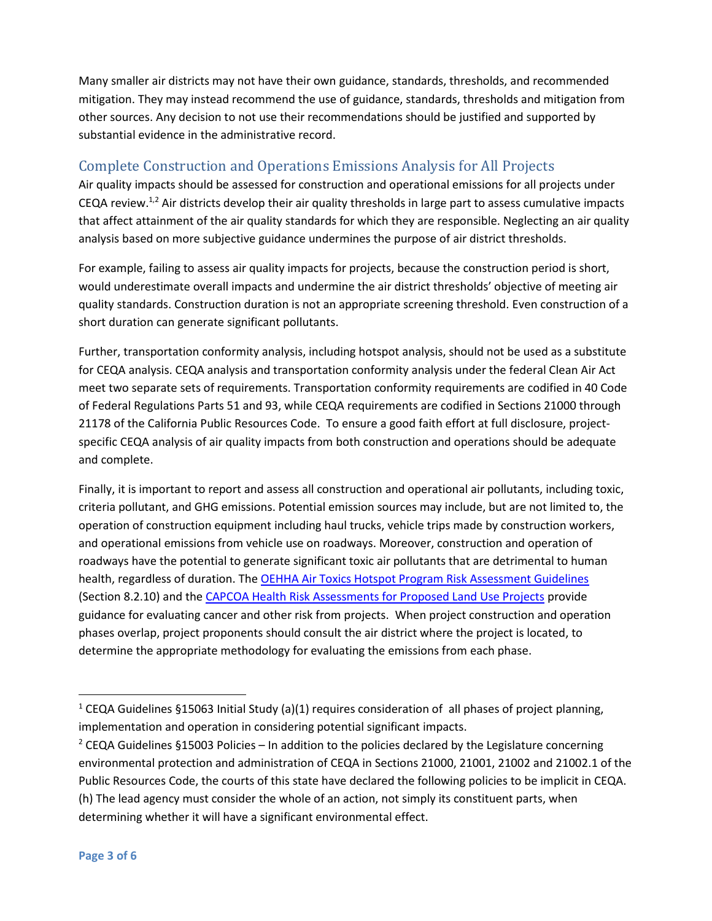Many smaller air districts may not have their own guidance, standards, thresholds, and recommended mitigation. They may instead recommend the use of guidance, standards, thresholds and mitigation from other sources. Any decision to not use their recommendations should be justified and supported by substantial evidence in the administrative record.

## Complete Construction and Operations Emissions Analysis for All Projects

Air quality impacts should be assessed for construction and operational emissions for all projects under CEQA review.[1,2] Air districts develop their air quality thresholds in large part to assess cumulative impacts that affect attainment of the air quality standards for which they are responsible. Neglecting an air quality analysis based on more subjective guidance undermines the purpose of air district thresholds.

For example, failing to assess air quality impacts for projects, because the construction period is short, would underestimate overall impacts and undermine the air district thresholds' objective of meeting air quality standards. Construction duration is not an appropriate screening threshold. Even construction of a short duration can generate significant pollutants.

Further, transportation conformity analysis, including hotspot analysis, should not be used as a substitute for CEQA analysis. CEQA analysis and transportation conformity analysis under the federal Clean Air Act meet two separate sets of requirements. Transportation conformity requirements are codified in 40 Code of Federal Regulations Parts 51 and 93, while CEQA requirements are codified in Sections 21000 through 21178 of the California Public Resources Code. To ensure a good faith effort at full disclosure, project-specific CEQA analysis of air quality impacts from both construction and operations should be adequate and complete.

Finally, it is important to report and assess all construction and operational air pollutants, including toxic, criteria pollutant, and GHG emissions. Potential emission sources may include, but are not limited to, the operation of construction equipment including haul trucks, vehicle trips made by construction workers, and operational emissions from vehicle use on roadways. Moreover, construction and operation of roadways have the potential to generate significant toxic air pollutants that are detrimental to human health, regardless of duration. The OEHHA Air Toxics Hotspot Program Risk Assessment Guidelines (Section 8.2.10) and the CAPCOA Health Risk Assessments for Proposed Land Use Projects provide guidance for evaluating cancer and other risk from projects. When project construction and operation phases overlap, project proponents should consult the air district where the project is located, to determine the appropriate methodology for evaluating the emissions from each phase.

---

[1] CEQA Guidelines §15063 Initial Study (a)(1) requires consideration of all phases of project planning, implementation and operation in considering potential significant impacts.

[2] CEQA Guidelines §15003 Policies – In addition to the policies declared by the Legislature concerning environmental protection and administration of CEQA in Sections 21000, 21001, 21002 and 21002.1 of the Public Resources Code, the courts of this state have declared the following policies to be implicit in CEQA. (h) The lead agency must consider the whole of an action, not simply its constituent parts, when determining whether it will have a significant environmental effect.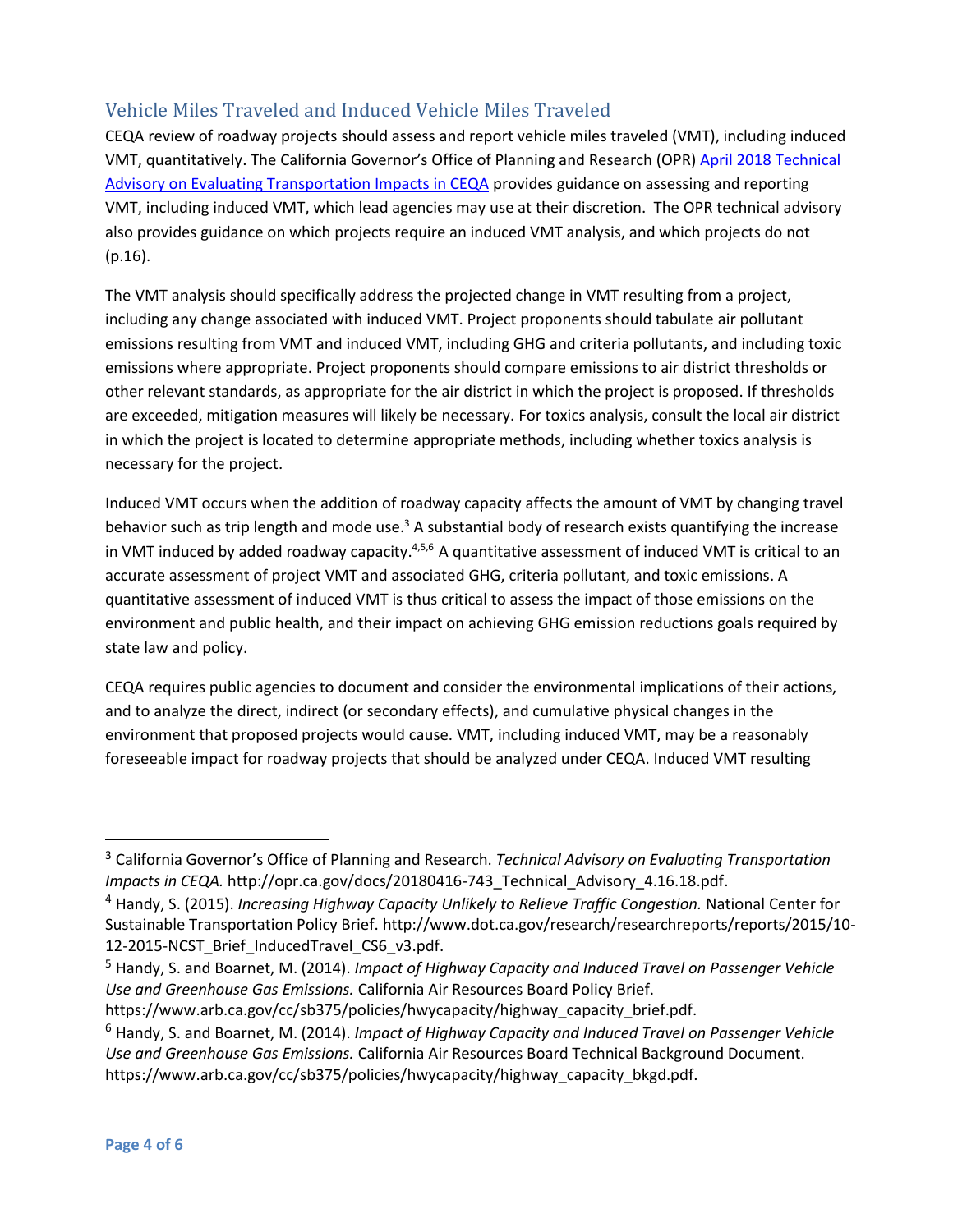## Vehicle Miles Traveled and Induced Vehicle Miles Traveled

CEQA review of roadway projects should assess and report vehicle miles traveled (VMT), including induced VMT, quantitatively. The California Governor's Office of Planning and Research (OPR) [April 2018 Technical Advisory on Evaluating Transportation Impacts in CEQA](http://opr.ca.gov/docs/20180416-743_Technical_Advisory_4.16.18.pdf) provides guidance on assessing and reporting VMT, including induced VMT, which lead agencies may use at their discretion. The OPR technical advisory also provides guidance on which projects require an induced VMT analysis, and which projects do not (p.16).

The VMT analysis should specifically address the projected change in VMT resulting from a project, including any change associated with induced VMT. Project proponents should tabulate air pollutant emissions resulting from VMT and induced VMT, including GHG and criteria pollutants, and including toxic emissions where appropriate. Project proponents should compare emissions to air district thresholds or other relevant standards, as appropriate for the air district in which the project is proposed. If thresholds are exceeded, mitigation measures will likely be necessary. For toxics analysis, consult the local air district in which the project is located to determine appropriate methods, including whether toxics analysis is necessary for the project.

Induced VMT occurs when the addition of roadway capacity affects the amount of VMT by changing travel behavior such as trip length and mode use.[3] A substantial body of research exists quantifying the increase in VMT induced by added roadway capacity.[4,5,6] A quantitative assessment of induced VMT is critical to an accurate assessment of project VMT and associated GHG, criteria pollutant, and toxic emissions. A quantitative assessment of induced VMT is thus critical to assess the impact of those emissions on the environment and public health, and their impact on achieving GHG emission reductions goals required by state law and policy.

CEQA requires public agencies to document and consider the environmental implications of their actions, and to analyze the direct, indirect (or secondary effects), and cumulative physical changes in the environment that proposed projects would cause. VMT, including induced VMT, may be a reasonably foreseeable impact for roadway projects that should be analyzed under CEQA. Induced VMT resulting

---

[3] California Governor's Office of Planning and Research. *Technical Advisory on Evaluating Transportation Impacts in CEQA.* http://opr.ca.gov/docs/20180416-743_Technical_Advisory_4.16.18.pdf.

[4] Handy, S. (2015). *Increasing Highway Capacity Unlikely to Relieve Traffic Congestion.* National Center for Sustainable Transportation Policy Brief. http://www.dot.ca.gov/research/researchreports/reports/2015/10-12-2015-NCST_Brief_InducedTravel_CS6_v3.pdf.

[5] Handy, S. and Boarnet, M. (2014). *Impact of Highway Capacity and Induced Travel on Passenger Vehicle Use and Greenhouse Gas Emissions.* California Air Resources Board Policy Brief. https://www.arb.ca.gov/cc/sb375/policies/hwycapacity/highway_capacity_brief.pdf.

[6] Handy, S. and Boarnet, M. (2014). *Impact of Highway Capacity and Induced Travel on Passenger Vehicle Use and Greenhouse Gas Emissions.* California Air Resources Board Technical Background Document. https://www.arb.ca.gov/cc/sb375/policies/hwycapacity/highway_capacity_bkgd.pdf.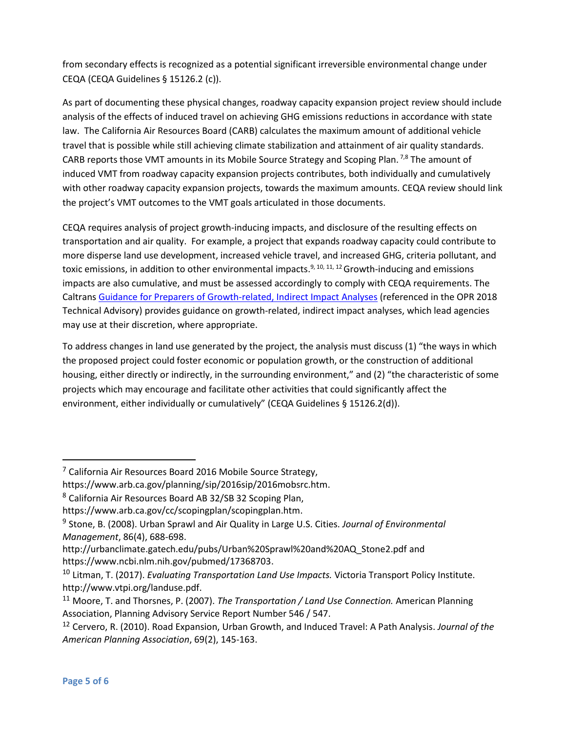from secondary effects is recognized as a potential significant irreversible environmental change under CEQA (CEQA Guidelines § 15126.2 (c)).

As part of documenting these physical changes, roadway capacity expansion project review should include analysis of the effects of induced travel on achieving GHG emissions reductions in accordance with state law. The California Air Resources Board (CARB) calculates the maximum amount of additional vehicle travel that is possible while still achieving climate stabilization and attainment of air quality standards. CARB reports those VMT amounts in its Mobile Source Strategy and Scoping Plan.[7,8] The amount of induced VMT from roadway capacity expansion projects contributes, both individually and cumulatively with other roadway capacity expansion projects, towards the maximum amounts. CEQA review should link the project's VMT outcomes to the VMT goals articulated in those documents.

CEQA requires analysis of project growth-inducing impacts, and disclosure of the resulting effects on transportation and air quality. For example, a project that expands roadway capacity could contribute to more disperse land use development, increased vehicle travel, and increased GHG, criteria pollutant, and toxic emissions, in addition to other environmental impacts.[9, 10, 11, 12] Growth-inducing and emissions impacts are also cumulative, and must be assessed accordingly to comply with CEQA requirements. The Caltrans [Guidance for Preparers of Growth-related, Indirect Impact Analyses]() (referenced in the OPR 2018 Technical Advisory) provides guidance on growth-related, indirect impact analyses, which lead agencies may use at their discretion, where appropriate.

To address changes in land use generated by the project, the analysis must discuss (1) "the ways in which the proposed project could foster economic or population growth, or the construction of additional housing, either directly or indirectly, in the surrounding environment," and (2) "the characteristic of some projects which may encourage and facilitate other activities that could significantly affect the environment, either individually or cumulatively" (CEQA Guidelines § 15126.2(d)).

---

[7] California Air Resources Board 2016 Mobile Source Strategy, https://www.arb.ca.gov/planning/sip/2016sip/2016mobsrc.htm.

[8] California Air Resources Board AB 32/SB 32 Scoping Plan, https://www.arb.ca.gov/cc/scopingplan/scopingplan.htm.

[9] Stone, B. (2008). Urban Sprawl and Air Quality in Large U.S. Cities. *Journal of Environmental Management*, 86(4), 688-698. http://urbanclimate.gatech.edu/pubs/Urban%20Sprawl%20and%20AQ_Stone2.pdf and https://www.ncbi.nlm.nih.gov/pubmed/17368703.

[10] Litman, T. (2017). *Evaluating Transportation Land Use Impacts.* Victoria Transport Policy Institute. http://www.vtpi.org/landuse.pdf.

[11] Moore, T. and Thorsnes, P. (2007). *The Transportation / Land Use Connection.* American Planning Association, Planning Advisory Service Report Number 546 / 547.

[12] Cervero, R. (2010). Road Expansion, Urban Growth, and Induced Travel: A Path Analysis. *Journal of the American Planning Association*, 69(2), 145-163.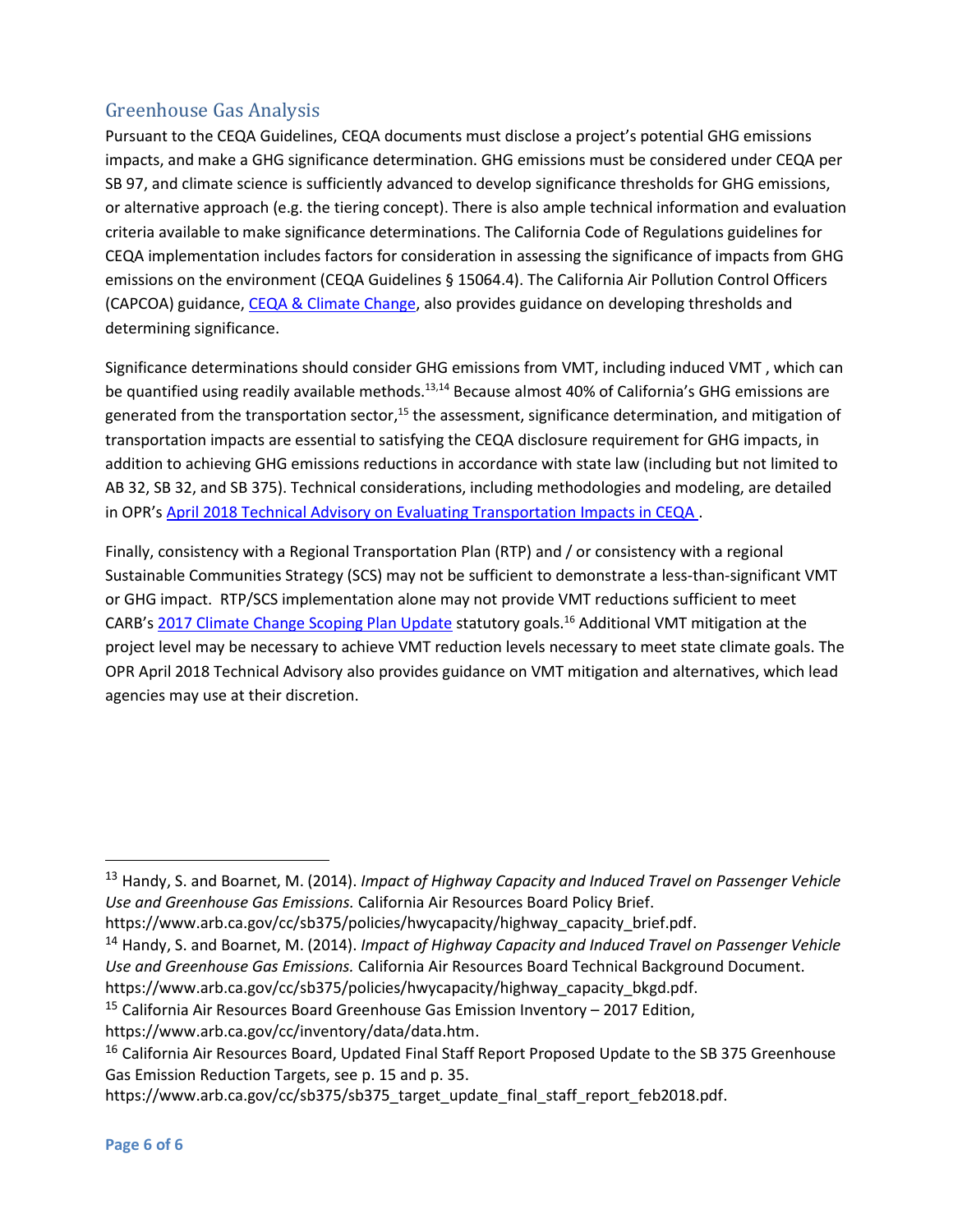## Greenhouse Gas Analysis

Pursuant to the CEQA Guidelines, CEQA documents must disclose a project's potential GHG emissions impacts, and make a GHG significance determination. GHG emissions must be considered under CEQA per SB 97, and climate science is sufficiently advanced to develop significance thresholds for GHG emissions, or alternative approach (e.g. the tiering concept). There is also ample technical information and evaluation criteria available to make significance determinations. The California Code of Regulations guidelines for CEQA implementation includes factors for consideration in assessing the significance of impacts from GHG emissions on the environment (CEQA Guidelines § 15064.4). The California Air Pollution Control Officers (CAPCOA) guidance, CEQA & Climate Change, also provides guidance on developing thresholds and determining significance.

Significance determinations should consider GHG emissions from VMT, including induced VMT , which can be quantified using readily available methods.[13,14] Because almost 40% of California's GHG emissions are generated from the transportation sector,[15] the assessment, significance determination, and mitigation of transportation impacts are essential to satisfying the CEQA disclosure requirement for GHG impacts, in addition to achieving GHG emissions reductions in accordance with state law (including but not limited to AB 32, SB 32, and SB 375). Technical considerations, including methodologies and modeling, are detailed in OPR's April 2018 Technical Advisory on Evaluating Transportation Impacts in CEQA .

Finally, consistency with a Regional Transportation Plan (RTP) and / or consistency with a regional Sustainable Communities Strategy (SCS) may not be sufficient to demonstrate a less-than-significant VMT or GHG impact. RTP/SCS implementation alone may not provide VMT reductions sufficient to meet CARB's 2017 Climate Change Scoping Plan Update statutory goals.[16] Additional VMT mitigation at the project level may be necessary to achieve VMT reduction levels necessary to meet state climate goals. The OPR April 2018 Technical Advisory also provides guidance on VMT mitigation and alternatives, which lead agencies may use at their discretion.

---

[13] Handy, S. and Boarnet, M. (2014). *Impact of Highway Capacity and Induced Travel on Passenger Vehicle Use and Greenhouse Gas Emissions.* California Air Resources Board Policy Brief. https://www.arb.ca.gov/cc/sb375/policies/hwycapacity/highway_capacity_brief.pdf.

[14] Handy, S. and Boarnet, M. (2014). *Impact of Highway Capacity and Induced Travel on Passenger Vehicle Use and Greenhouse Gas Emissions.* California Air Resources Board Technical Background Document. https://www.arb.ca.gov/cc/sb375/policies/hwycapacity/highway_capacity_bkgd.pdf.

[15] California Air Resources Board Greenhouse Gas Emission Inventory – 2017 Edition, https://www.arb.ca.gov/cc/inventory/data/data.htm.

[16] California Air Resources Board, Updated Final Staff Report Proposed Update to the SB 375 Greenhouse Gas Emission Reduction Targets, see p. 15 and p. 35. https://www.arb.ca.gov/cc/sb375/sb375_target_update_final_staff_report_feb2018.pdf.